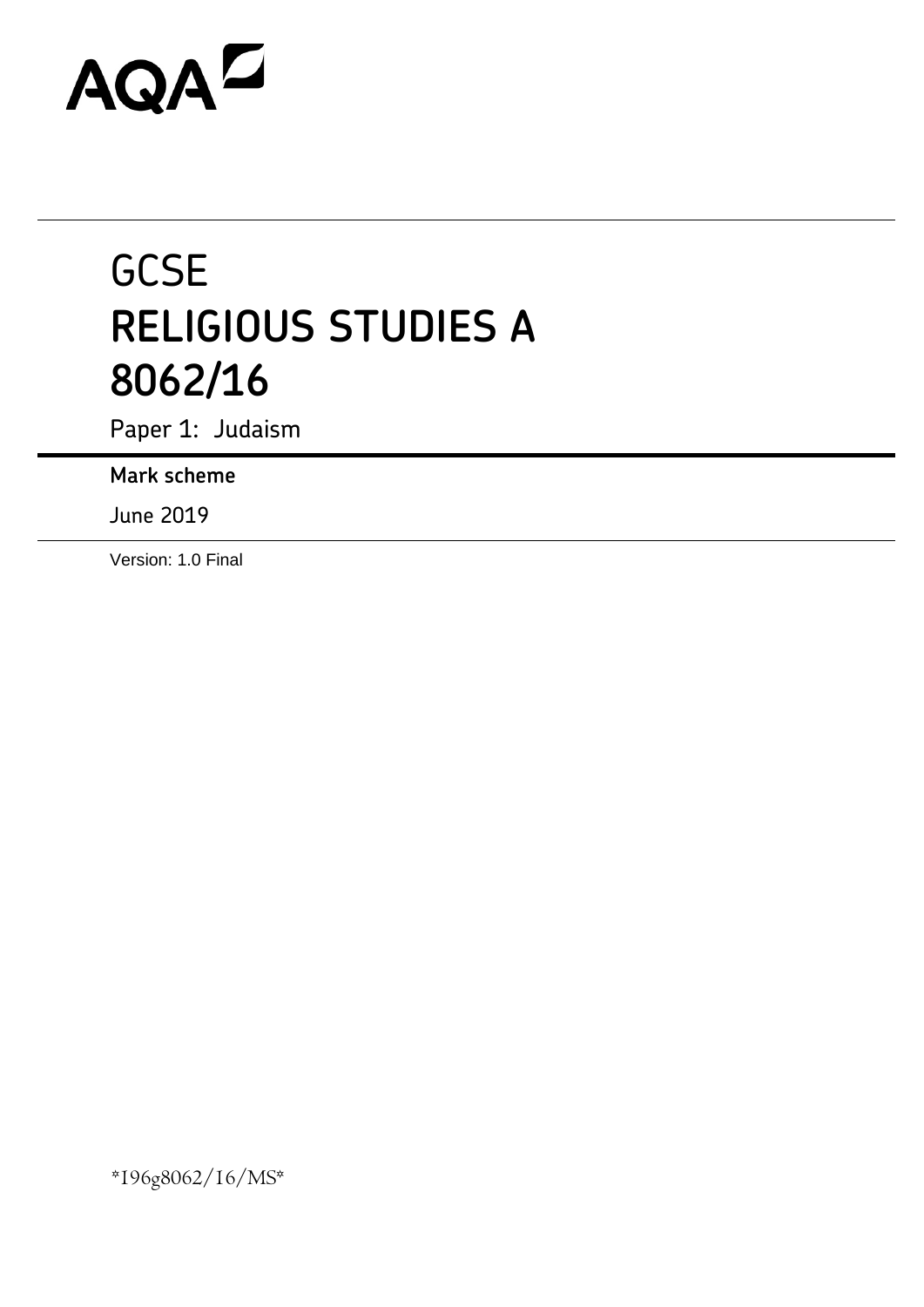AQA

# GCSE
# RELIGIOUS STUDIES A
# 8062/16

Paper 1: Judaism

**Mark scheme**

June 2019

Version: 1.0 Final

*196g8062/16/MS*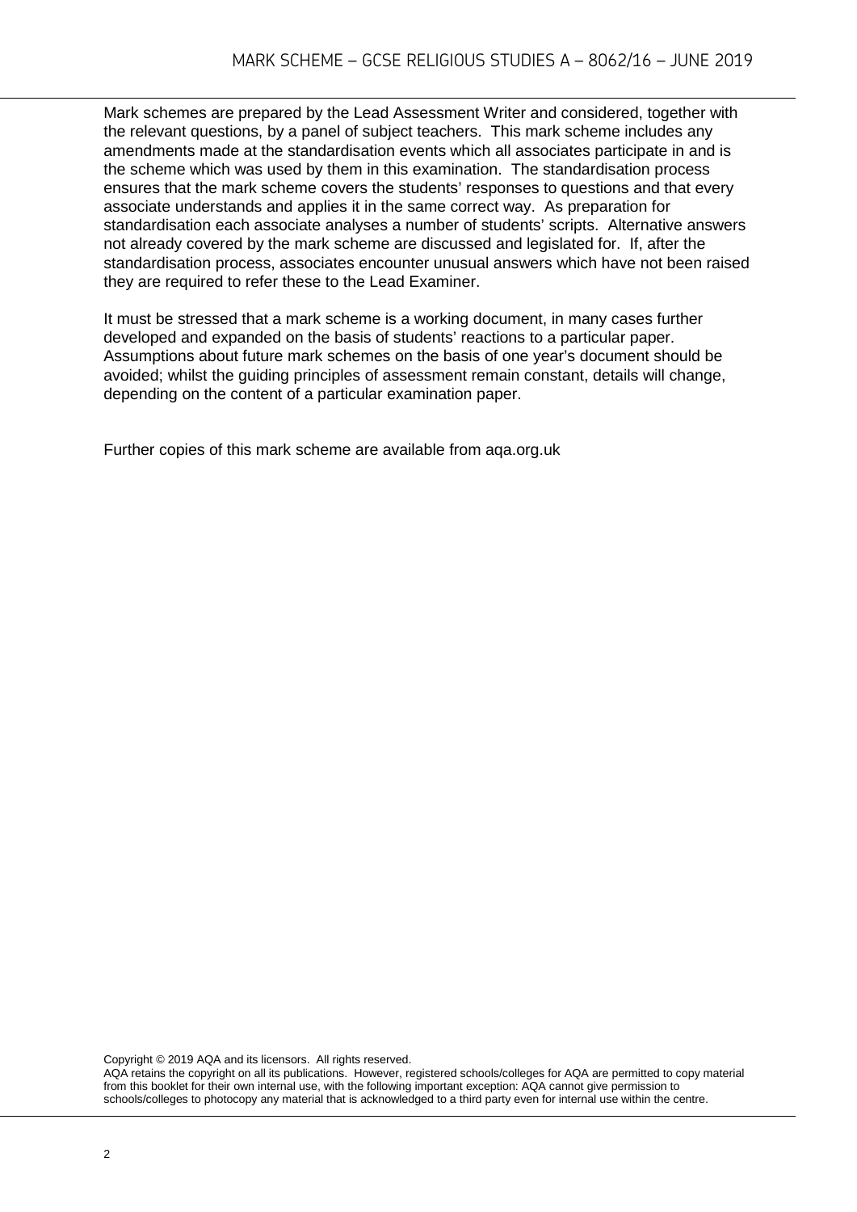Mark schemes are prepared by the Lead Assessment Writer and considered, together with the relevant questions, by a panel of subject teachers. This mark scheme includes any amendments made at the standardisation events which all associates participate in and is the scheme which was used by them in this examination. The standardisation process ensures that the mark scheme covers the students' responses to questions and that every associate understands and applies it in the same correct way. As preparation for standardisation each associate analyses a number of students' scripts. Alternative answers not already covered by the mark scheme are discussed and legislated for. If, after the standardisation process, associates encounter unusual answers which have not been raised they are required to refer these to the Lead Examiner.

It must be stressed that a mark scheme is a working document, in many cases further developed and expanded on the basis of students' reactions to a particular paper. Assumptions about future mark schemes on the basis of one year's document should be avoided; whilst the guiding principles of assessment remain constant, details will change, depending on the content of a particular examination paper.

Further copies of this mark scheme are available from aqa.org.uk

Copyright © 2019 AQA and its licensors. All rights reserved.
AQA retains the copyright on all its publications. However, registered schools/colleges for AQA are permitted to copy material from this booklet for their own internal use, with the following important exception: AQA cannot give permission to schools/colleges to photocopy any material that is acknowledged to a third party even for internal use within the centre.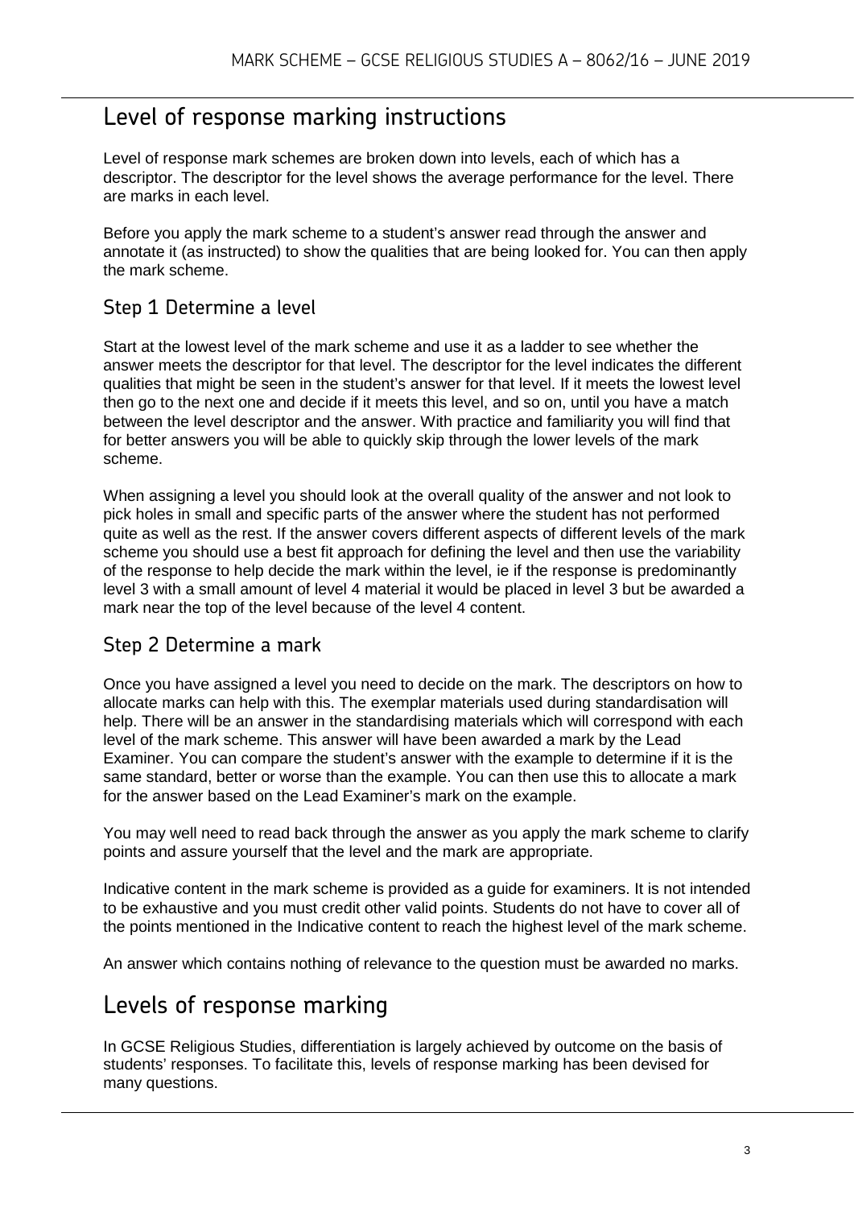## Level of response marking instructions

Level of response mark schemes are broken down into levels, each of which has a descriptor. The descriptor for the level shows the average performance for the level. There are marks in each level.

Before you apply the mark scheme to a student's answer read through the answer and annotate it (as instructed) to show the qualities that are being looked for. You can then apply the mark scheme.

### Step 1 Determine a level

Start at the lowest level of the mark scheme and use it as a ladder to see whether the answer meets the descriptor for that level. The descriptor for the level indicates the different qualities that might be seen in the student's answer for that level. If it meets the lowest level then go to the next one and decide if it meets this level, and so on, until you have a match between the level descriptor and the answer. With practice and familiarity you will find that for better answers you will be able to quickly skip through the lower levels of the mark scheme.

When assigning a level you should look at the overall quality of the answer and not look to pick holes in small and specific parts of the answer where the student has not performed quite as well as the rest. If the answer covers different aspects of different levels of the mark scheme you should use a best fit approach for defining the level and then use the variability of the response to help decide the mark within the level, ie if the response is predominantly level 3 with a small amount of level 4 material it would be placed in level 3 but be awarded a mark near the top of the level because of the level 4 content.

### Step 2 Determine a mark

Once you have assigned a level you need to decide on the mark. The descriptors on how to allocate marks can help with this. The exemplar materials used during standardisation will help. There will be an answer in the standardising materials which will correspond with each level of the mark scheme. This answer will have been awarded a mark by the Lead Examiner. You can compare the student's answer with the example to determine if it is the same standard, better or worse than the example. You can then use this to allocate a mark for the answer based on the Lead Examiner's mark on the example.

You may well need to read back through the answer as you apply the mark scheme to clarify points and assure yourself that the level and the mark are appropriate.

Indicative content in the mark scheme is provided as a guide for examiners. It is not intended to be exhaustive and you must credit other valid points. Students do not have to cover all of the points mentioned in the Indicative content to reach the highest level of the mark scheme.

An answer which contains nothing of relevance to the question must be awarded no marks.

## Levels of response marking

In GCSE Religious Studies, differentiation is largely achieved by outcome on the basis of students' responses. To facilitate this, levels of response marking has been devised for many questions.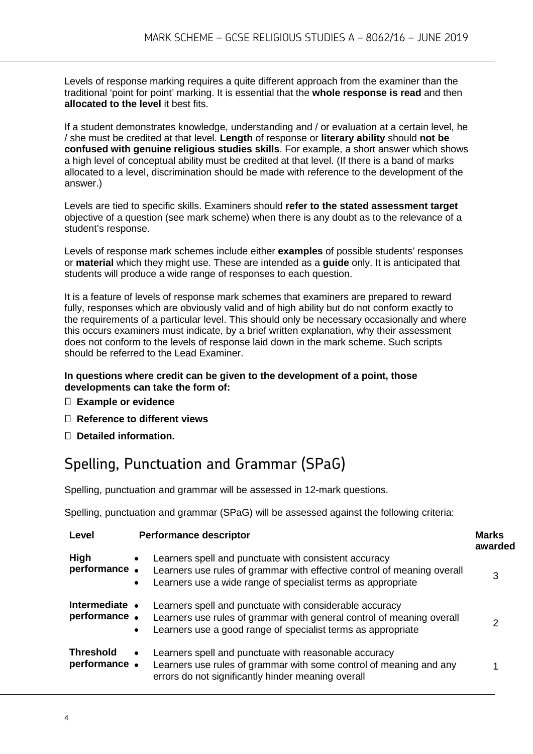Levels of response marking requires a quite different approach from the examiner than the traditional 'point for point' marking. It is essential that the **whole response is read** and then **allocated to the level** it best fits.

If a student demonstrates knowledge, understanding and / or evaluation at a certain level, he / she must be credited at that level. **Length** of response or **literary ability** should **not be confused with genuine religious studies skills**. For example, a short answer which shows a high level of conceptual ability must be credited at that level. (If there is a band of marks allocated to a level, discrimination should be made with reference to the development of the answer.)

Levels are tied to specific skills. Examiners should **refer to the stated assessment target** objective of a question (see mark scheme) when there is any doubt as to the relevance of a student's response.

Levels of response mark schemes include either **examples** of possible students' responses or **material** which they might use. These are intended as a **guide** only. It is anticipated that students will produce a wide range of responses to each question.

It is a feature of levels of response mark schemes that examiners are prepared to reward fully, responses which are obviously valid and of high ability but do not conform exactly to the requirements of a particular level. This should only be necessary occasionally and where this occurs examiners must indicate, by a brief written explanation, why their assessment does not conform to the levels of response laid down in the mark scheme. Such scripts should be referred to the Lead Examiner.

**In questions where credit can be given to the development of a point, those developments can take the form of:**

- **Example or evidence**
- **Reference to different views**
- **Detailed information.**

## Spelling, Punctuation and Grammar (SPaG)

Spelling, punctuation and grammar will be assessed in 12-mark questions.

Spelling, punctuation and grammar (SPaG) will be assessed against the following criteria:

| Level | Performance descriptor | Marks awarded |
|---|---|---|
| **High performance** | • Learners spell and punctuate with consistent accuracy<br>• Learners use rules of grammar with effective control of meaning overall<br>• Learners use a wide range of specialist terms as appropriate | 3 |
| **Intermediate performance** | • Learners spell and punctuate with considerable accuracy<br>• Learners use rules of grammar with general control of meaning overall<br>• Learners use a good range of specialist terms as appropriate | 2 |
| **Threshold performance** | • Learners spell and punctuate with reasonable accuracy<br>• Learners use rules of grammar with some control of meaning and any errors do not significantly hinder meaning overall | 1 |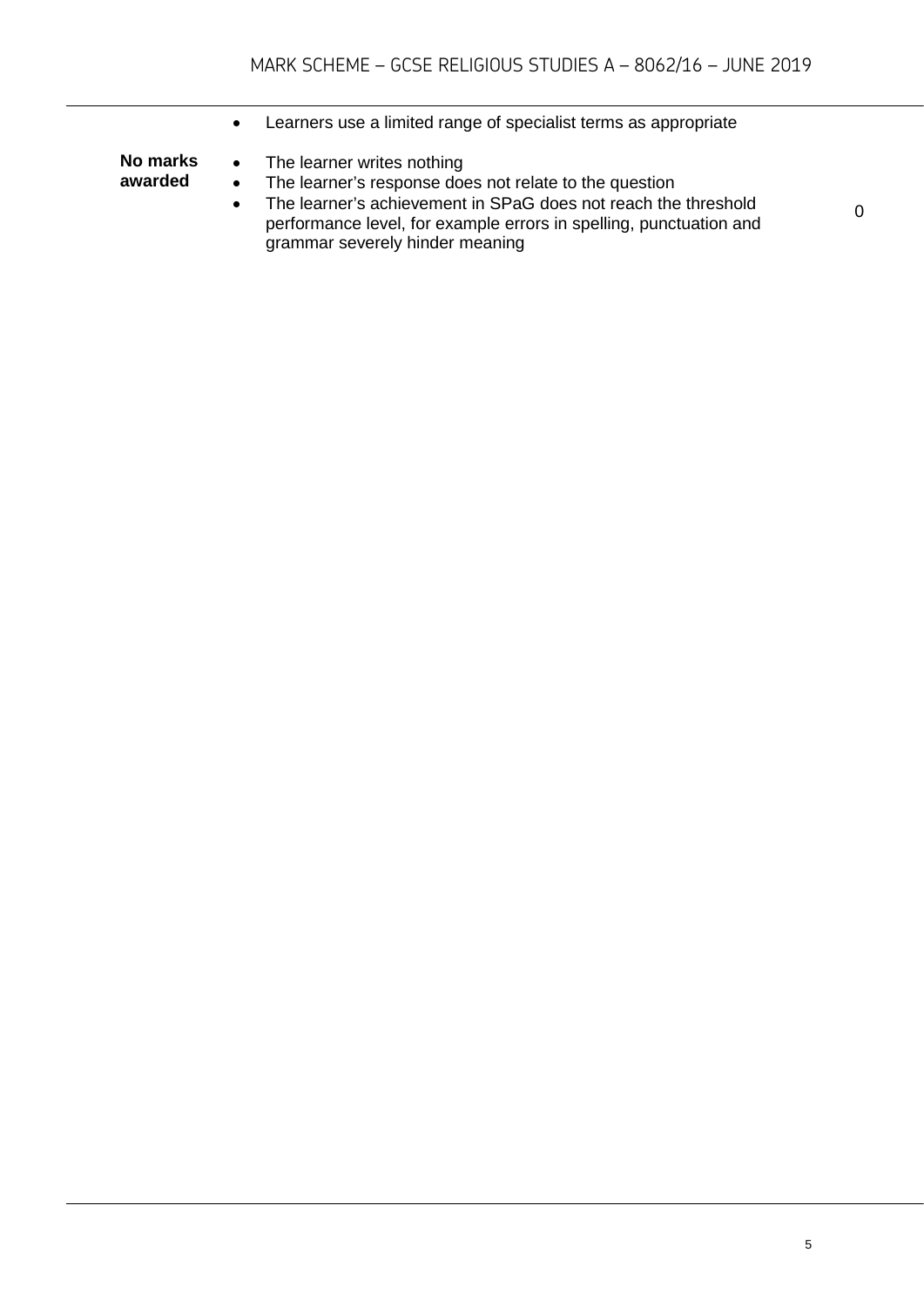| | | |
|---|---|---|
| | • Learners use a limited range of specialist terms as appropriate | |
| **No marks awarded** | • The learner writes nothing<br>• The learner's response does not relate to the question<br>• The learner's achievement in SPaG does not reach the threshold performance level, for example errors in spelling, punctuation and grammar severely hinder meaning | 0 |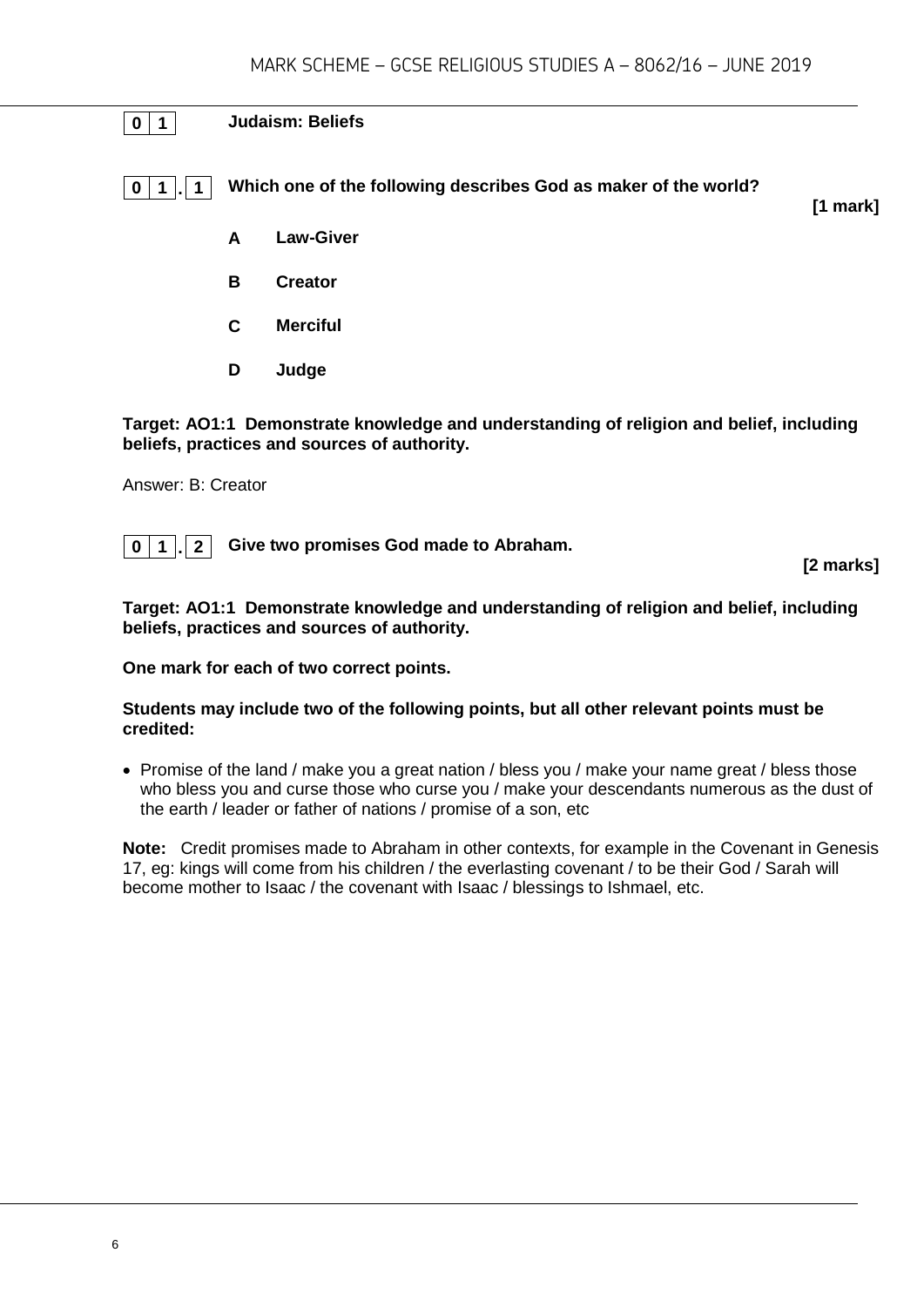## 0 1 Judaism: Beliefs

**0 1 . 1 Which one of the following describes God as maker of the world?**

**[1 mark]**

**A** **Law-Giver**

**B** **Creator**

**C** **Merciful**

**D** **Judge**

**Target: AO1:1 Demonstrate knowledge and understanding of religion and belief, including beliefs, practices and sources of authority.**

Answer: B: Creator

**0 1 . 2 Give two promises God made to Abraham.**

**[2 marks]**

**Target: AO1:1 Demonstrate knowledge and understanding of religion and belief, including beliefs, practices and sources of authority.**

**One mark for each of two correct points.**

**Students may include two of the following points, but all other relevant points must be credited:**

- Promise of the land / make you a great nation / bless you / make your name great / bless those who bless you and curse those who curse you / make your descendants numerous as the dust of the earth / leader or father of nations / promise of a son, etc

**Note:** Credit promises made to Abraham in other contexts, for example in the Covenant in Genesis 17, eg: kings will come from his children / the everlasting covenant / to be their God / Sarah will become mother to Isaac / the covenant with Isaac / blessings to Ishmael, etc.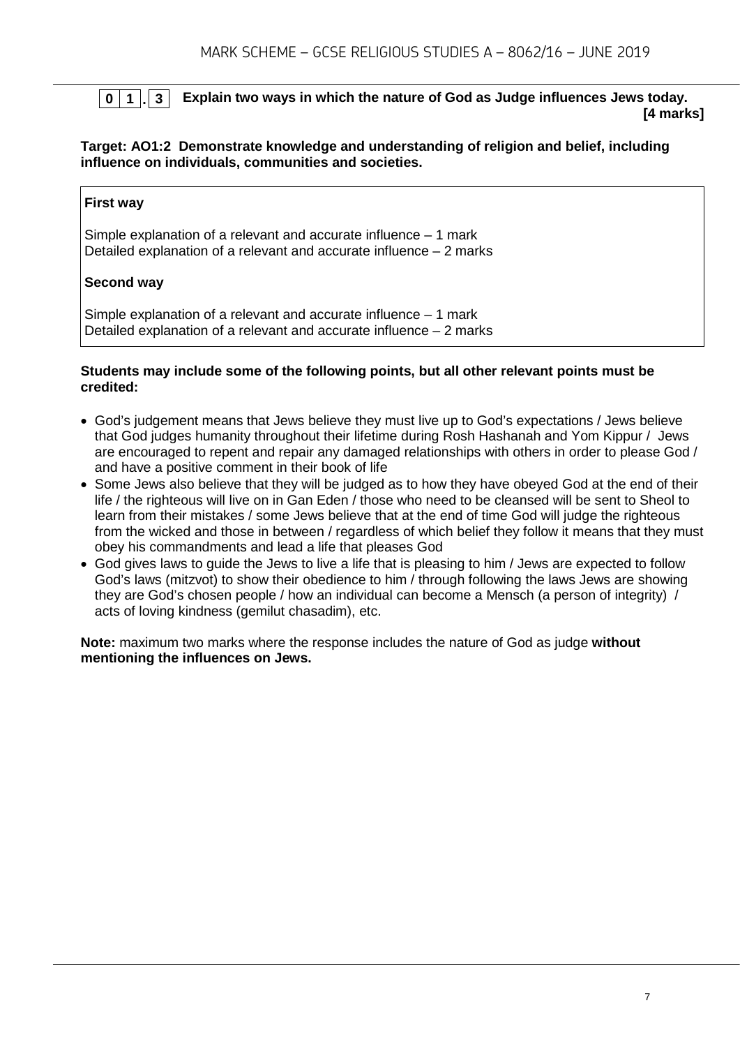**0 1 . 3** **Explain two ways in which the nature of God as Judge influences Jews today.** **[4 marks]**

**Target: AO1:2 Demonstrate knowledge and understanding of religion and belief, including influence on individuals, communities and societies.**

**First way**

Simple explanation of a relevant and accurate influence – 1 mark
Detailed explanation of a relevant and accurate influence – 2 marks

**Second way**

Simple explanation of a relevant and accurate influence – 1 mark
Detailed explanation of a relevant and accurate influence – 2 marks

**Students may include some of the following points, but all other relevant points must be credited:**

- God's judgement means that Jews believe they must live up to God's expectations / Jews believe that God judges humanity throughout their lifetime during Rosh Hashanah and Yom Kippur / Jews are encouraged to repent and repair any damaged relationships with others in order to please God / and have a positive comment in their book of life
- Some Jews also believe that they will be judged as to how they have obeyed God at the end of their life / the righteous will live on in Gan Eden / those who need to be cleansed will be sent to Sheol to learn from their mistakes / some Jews believe that at the end of time God will judge the righteous from the wicked and those in between / regardless of which belief they follow it means that they must obey his commandments and lead a life that pleases God
- God gives laws to guide the Jews to live a life that is pleasing to him / Jews are expected to follow God's laws (mitzvot) to show their obedience to him / through following the laws Jews are showing they are God's chosen people / how an individual can become a Mensch (a person of integrity) / acts of loving kindness (gemilut chasadim), etc.

**Note:** maximum two marks where the response includes the nature of God as judge **without mentioning the influences on Jews.**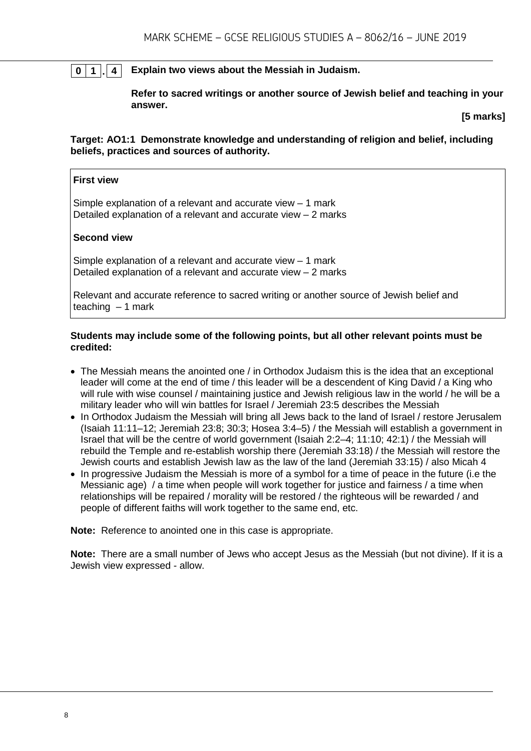**0 1 . 4** **Explain two views about the Messiah in Judaism.**

**Refer to sacred writings or another source of Jewish belief and teaching in your answer.**

**[5 marks]**

**Target: AO1:1 Demonstrate knowledge and understanding of religion and belief, including beliefs, practices and sources of authority.**

| **First view**<br><br>Simple explanation of a relevant and accurate view – 1 mark<br>Detailed explanation of a relevant and accurate view – 2 marks<br><br>**Second view**<br><br>Simple explanation of a relevant and accurate view – 1 mark<br>Detailed explanation of a relevant and accurate view – 2 marks<br><br>Relevant and accurate reference to sacred writing or another source of Jewish belief and teaching – 1 mark |
|---|

**Students may include some of the following points, but all other relevant points must be credited:**

- The Messiah means the anointed one / in Orthodox Judaism this is the idea that an exceptional leader will come at the end of time / this leader will be a descendent of King David / a King who will rule with wise counsel / maintaining justice and Jewish religious law in the world / he will be a military leader who will win battles for Israel / Jeremiah 23:5 describes the Messiah
- In Orthodox Judaism the Messiah will bring all Jews back to the land of Israel / restore Jerusalem (Isaiah 11:11–12; Jeremiah 23:8; 30:3; Hosea 3:4–5) / the Messiah will establish a government in Israel that will be the centre of world government (Isaiah 2:2–4; 11:10; 42:1) / the Messiah will rebuild the Temple and re-establish worship there (Jeremiah 33:18) / the Messiah will restore the Jewish courts and establish Jewish law as the law of the land (Jeremiah 33:15) / also Micah 4
- In progressive Judaism the Messiah is more of a symbol for a time of peace in the future (i.e the Messianic age) / a time when people will work together for justice and fairness / a time when relationships will be repaired / morality will be restored / the righteous will be rewarded / and people of different faiths will work together to the same end, etc.

**Note:** Reference to anointed one in this case is appropriate.

**Note:** There are a small number of Jews who accept Jesus as the Messiah (but not divine). If it is a Jewish view expressed - allow.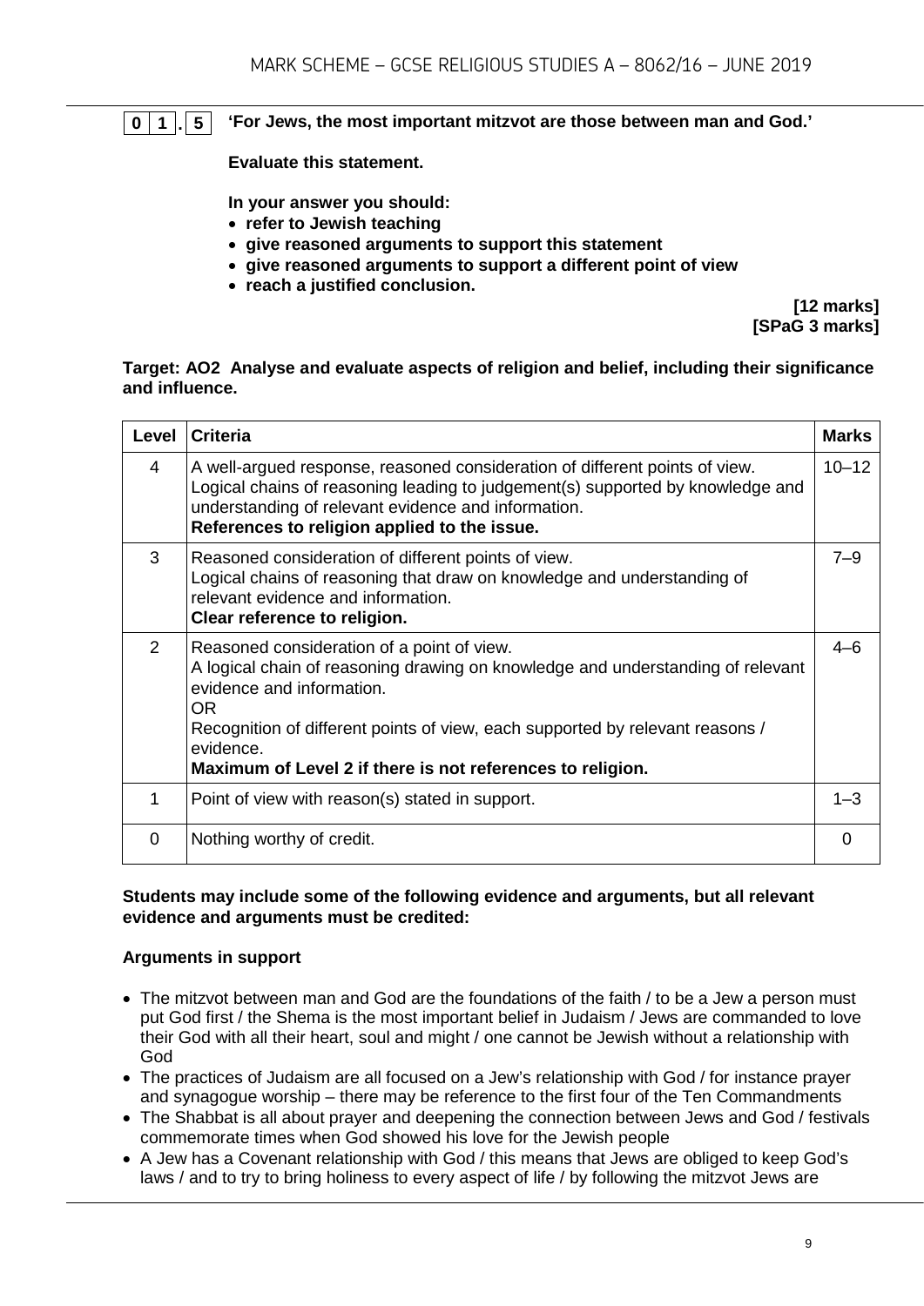**0 1 . 5** **'For Jews, the most important mitzvot are those between man and God.'**

**Evaluate this statement.**

**In your answer you should:**
- **refer to Jewish teaching**
- **give reasoned arguments to support this statement**
- **give reasoned arguments to support a different point of view**
- **reach a justified conclusion.**

**[12 marks]**
**[SPaG 3 marks]**

**Target: AO2 Analyse and evaluate aspects of religion and belief, including their significance and influence.**

| Level | Criteria | Marks |
|---|---|---|
| 4 | A well-argued response, reasoned consideration of different points of view. Logical chains of reasoning leading to judgement(s) supported by knowledge and understanding of relevant evidence and information. **References to religion applied to the issue.** | 10–12 |
| 3 | Reasoned consideration of different points of view. Logical chains of reasoning that draw on knowledge and understanding of relevant evidence and information. **Clear reference to religion.** | 7–9 |
| 2 | Reasoned consideration of a point of view. A logical chain of reasoning drawing on knowledge and understanding of relevant evidence and information. OR Recognition of different points of view, each supported by relevant reasons / evidence. **Maximum of Level 2 if there is not references to religion.** | 4–6 |
| 1 | Point of view with reason(s) stated in support. | 1–3 |
| 0 | Nothing worthy of credit. | 0 |

**Students may include some of the following evidence and arguments, but all relevant evidence and arguments must be credited:**

**Arguments in support**

- The mitzvot between man and God are the foundations of the faith / to be a Jew a person must put God first / the Shema is the most important belief in Judaism / Jews are commanded to love their God with all their heart, soul and might / one cannot be Jewish without a relationship with God
- The practices of Judaism are all focused on a Jew's relationship with God / for instance prayer and synagogue worship – there may be reference to the first four of the Ten Commandments
- The Shabbat is all about prayer and deepening the connection between Jews and God / festivals commemorate times when God showed his love for the Jewish people
- A Jew has a Covenant relationship with God / this means that Jews are obliged to keep God's laws / and to try to bring holiness to every aspect of life / by following the mitzvot Jews are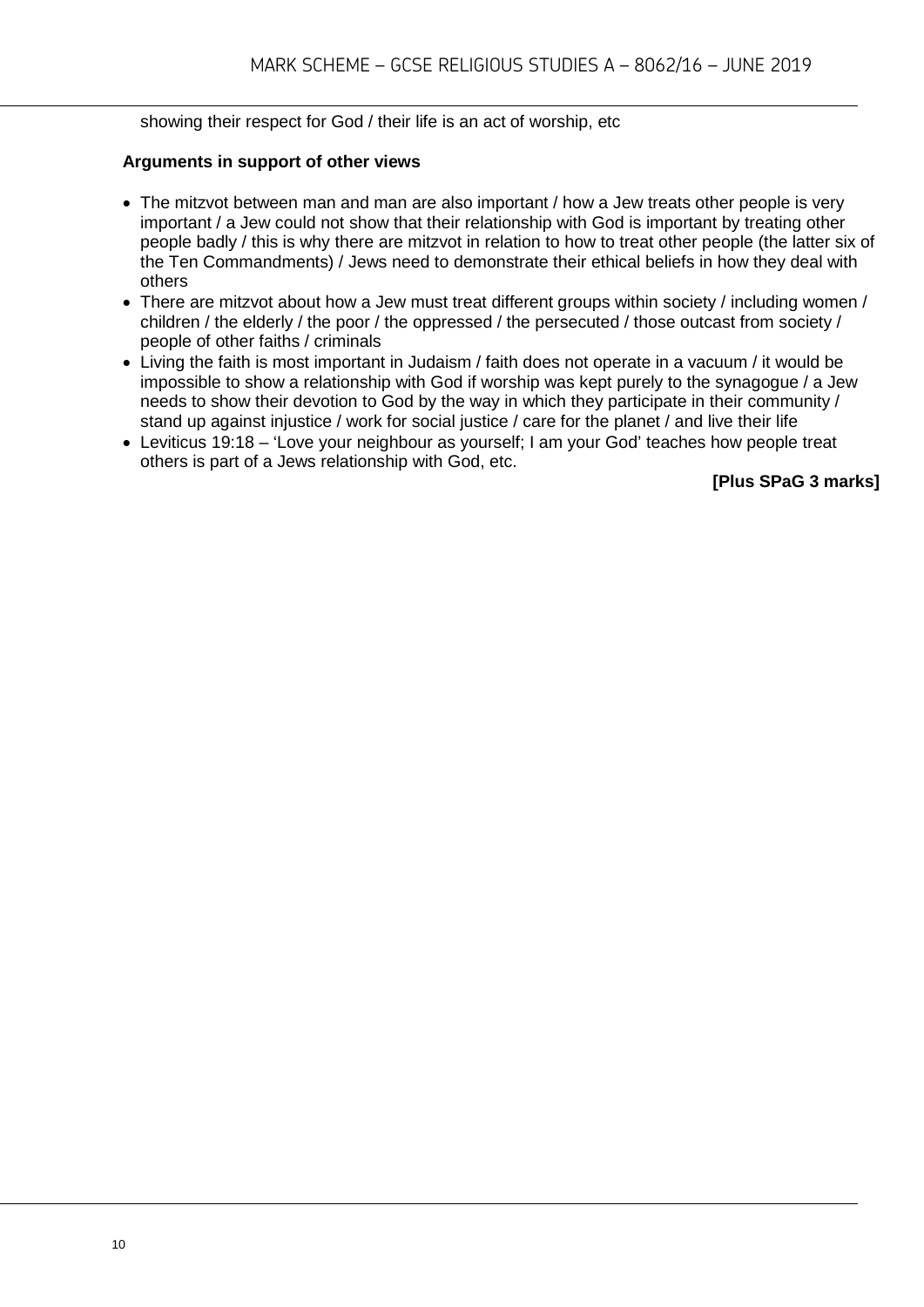showing their respect for God / their life is an act of worship, etc

**Arguments in support of other views**

- The mitzvot between man and man are also important / how a Jew treats other people is very important / a Jew could not show that their relationship with God is important by treating other people badly / this is why there are mitzvot in relation to how to treat other people (the latter six of the Ten Commandments) / Jews need to demonstrate their ethical beliefs in how they deal with others
- There are mitzvot about how a Jew must treat different groups within society / including women / children / the elderly / the poor / the oppressed / the persecuted / those outcast from society / people of other faiths / criminals
- Living the faith is most important in Judaism / faith does not operate in a vacuum / it would be impossible to show a relationship with God if worship was kept purely to the synagogue / a Jew needs to show their devotion to God by the way in which they participate in their community / stand up against injustice / work for social justice / care for the planet / and live their life
- Leviticus 19:18 – 'Love your neighbour as yourself; I am your God' teaches how people treat others is part of a Jews relationship with God, etc.

**[Plus SPaG 3 marks]**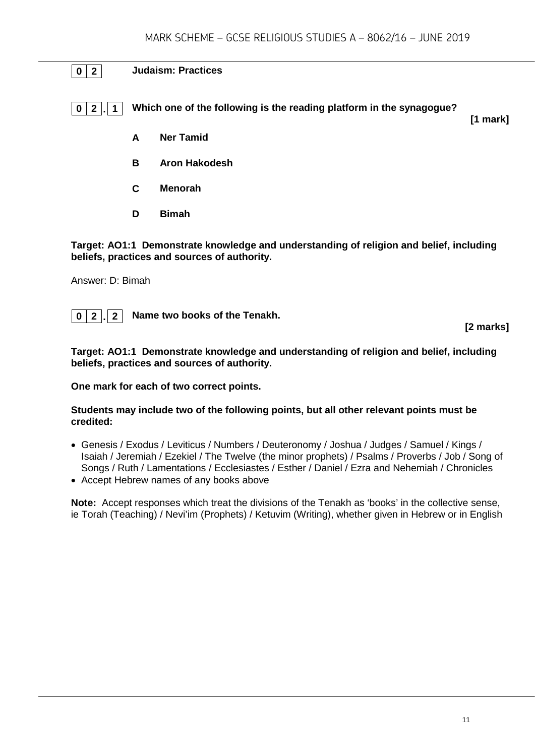## 0 2 Judaism: Practices

**0 2 . 1 Which one of the following is the reading platform in the synagogue?** **[1 mark]**

- **A** **Ner Tamid**
- **B** **Aron Hakodesh**
- **C** **Menorah**
- **D** **Bimah**

**Target: AO1:1 Demonstrate knowledge and understanding of religion and belief, including beliefs, practices and sources of authority.**

Answer: D: Bimah

**0 2 . 2 Name two books of the Tenakh.** **[2 marks]**

**Target: AO1:1 Demonstrate knowledge and understanding of religion and belief, including beliefs, practices and sources of authority.**

**One mark for each of two correct points.**

**Students may include two of the following points, but all other relevant points must be credited:**

- Genesis / Exodus / Leviticus / Numbers / Deuteronomy / Joshua / Judges / Samuel / Kings / Isaiah / Jeremiah / Ezekiel / The Twelve (the minor prophets) / Psalms / Proverbs / Job / Song of Songs / Ruth / Lamentations / Ecclesiastes / Esther / Daniel / Ezra and Nehemiah / Chronicles
- Accept Hebrew names of any books above

**Note:** Accept responses which treat the divisions of the Tenakh as 'books' in the collective sense, ie Torah (Teaching) / Nevi'im (Prophets) / Ketuvim (Writing), whether given in Hebrew or in English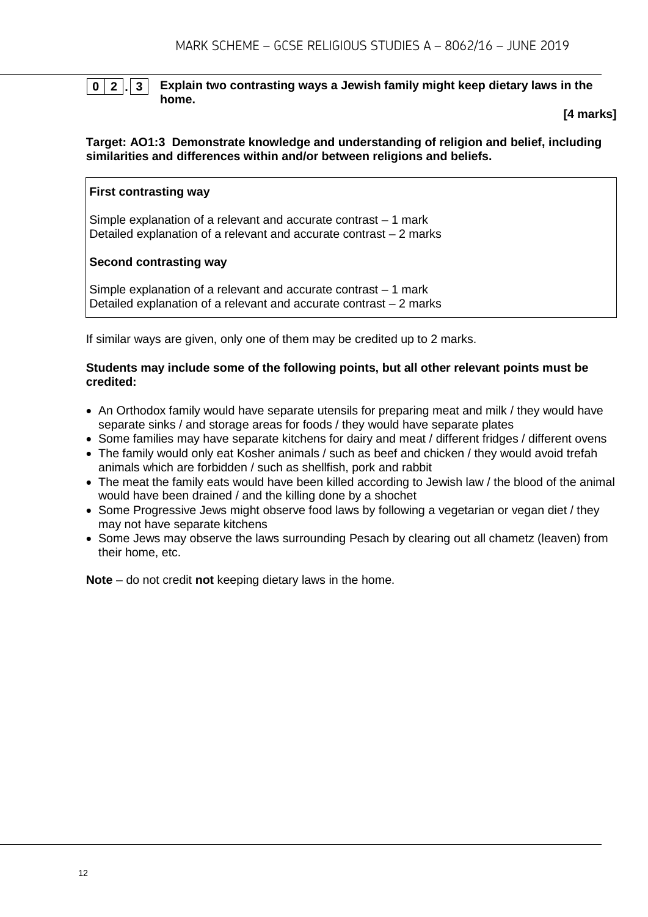**0 2 . 3** **Explain two contrasting ways a Jewish family might keep dietary laws in the home.**

**[4 marks]**

**Target: AO1:3 Demonstrate knowledge and understanding of religion and belief, including similarities and differences within and/or between religions and beliefs.**

**First contrasting way**

Simple explanation of a relevant and accurate contrast – 1 mark
Detailed explanation of a relevant and accurate contrast – 2 marks

**Second contrasting way**

Simple explanation of a relevant and accurate contrast – 1 mark
Detailed explanation of a relevant and accurate contrast – 2 marks

If similar ways are given, only one of them may be credited up to 2 marks.

**Students may include some of the following points, but all other relevant points must be credited:**

- An Orthodox family would have separate utensils for preparing meat and milk / they would have separate sinks / and storage areas for foods / they would have separate plates
- Some families may have separate kitchens for dairy and meat / different fridges / different ovens
- The family would only eat Kosher animals / such as beef and chicken / they would avoid trefah animals which are forbidden / such as shellfish, pork and rabbit
- The meat the family eats would have been killed according to Jewish law / the blood of the animal would have been drained / and the killing done by a shochet
- Some Progressive Jews might observe food laws by following a vegetarian or vegan diet / they may not have separate kitchens
- Some Jews may observe the laws surrounding Pesach by clearing out all chametz (leaven) from their home, etc.

**Note** – do not credit **not** keeping dietary laws in the home.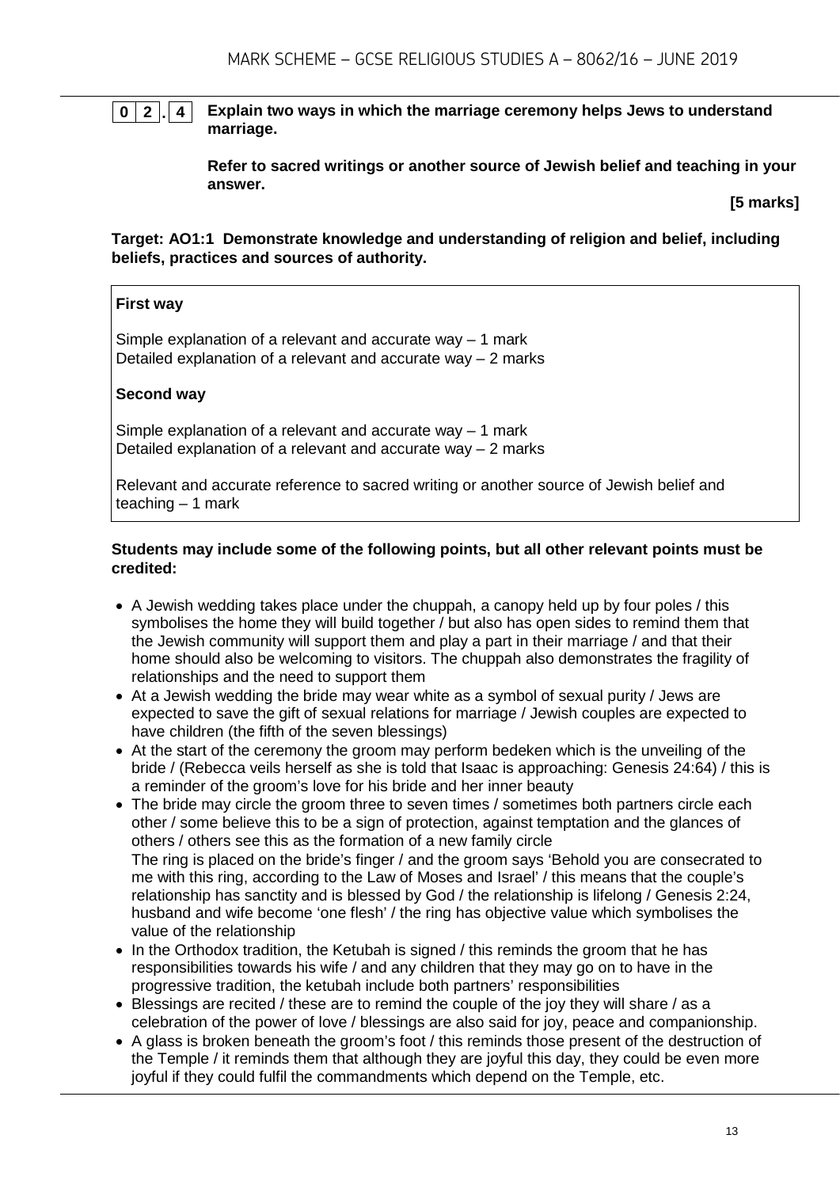**0 2 . 4** **Explain two ways in which the marriage ceremony helps Jews to understand marriage.**

**Refer to sacred writings or another source of Jewish belief and teaching in your answer.**

**[5 marks]**

**Target: AO1:1 Demonstrate knowledge and understanding of religion and belief, including beliefs, practices and sources of authority.**

**First way**

Simple explanation of a relevant and accurate way – 1 mark
Detailed explanation of a relevant and accurate way – 2 marks

**Second way**

Simple explanation of a relevant and accurate way – 1 mark
Detailed explanation of a relevant and accurate way – 2 marks

Relevant and accurate reference to sacred writing or another source of Jewish belief and teaching – 1 mark

**Students may include some of the following points, but all other relevant points must be credited:**

- A Jewish wedding takes place under the chuppah, a canopy held up by four poles / this symbolises the home they will build together / but also has open sides to remind them that the Jewish community will support them and play a part in their marriage / and that their home should also be welcoming to visitors. The chuppah also demonstrates the fragility of relationships and the need to support them
- At a Jewish wedding the bride may wear white as a symbol of sexual purity / Jews are expected to save the gift of sexual relations for marriage / Jewish couples are expected to have children (the fifth of the seven blessings)
- At the start of the ceremony the groom may perform bedeken which is the unveiling of the bride / (Rebecca veils herself as she is told that Isaac is approaching: Genesis 24:64) / this is a reminder of the groom's love for his bride and her inner beauty
- The bride may circle the groom three to seven times / sometimes both partners circle each other / some believe this to be a sign of protection, against temptation and the glances of others / others see this as the formation of a new family circle
  The ring is placed on the bride's finger / and the groom says 'Behold you are consecrated to me with this ring, according to the Law of Moses and Israel' / this means that the couple's relationship has sanctity and is blessed by God / the relationship is lifelong / Genesis 2:24, husband and wife become 'one flesh' / the ring has objective value which symbolises the value of the relationship
- In the Orthodox tradition, the Ketubah is signed / this reminds the groom that he has responsibilities towards his wife / and any children that they may go on to have in the progressive tradition, the ketubah include both partners' responsibilities
- Blessings are recited / these are to remind the couple of the joy they will share / as a celebration of the power of love / blessings are also said for joy, peace and companionship.
- A glass is broken beneath the groom's foot / this reminds those present of the destruction of the Temple / it reminds them that although they are joyful this day, they could be even more joyful if they could fulfil the commandments which depend on the Temple, etc.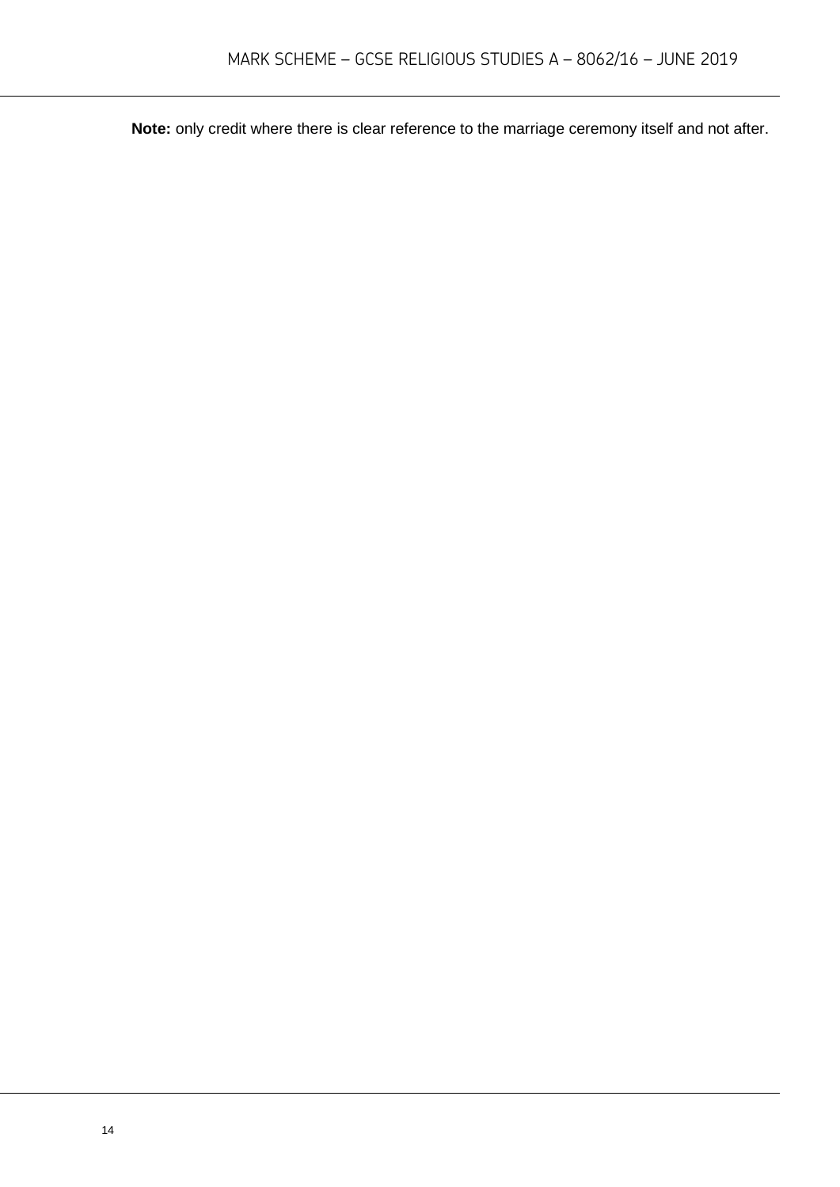**Note:** only credit where there is clear reference to the marriage ceremony itself and not after.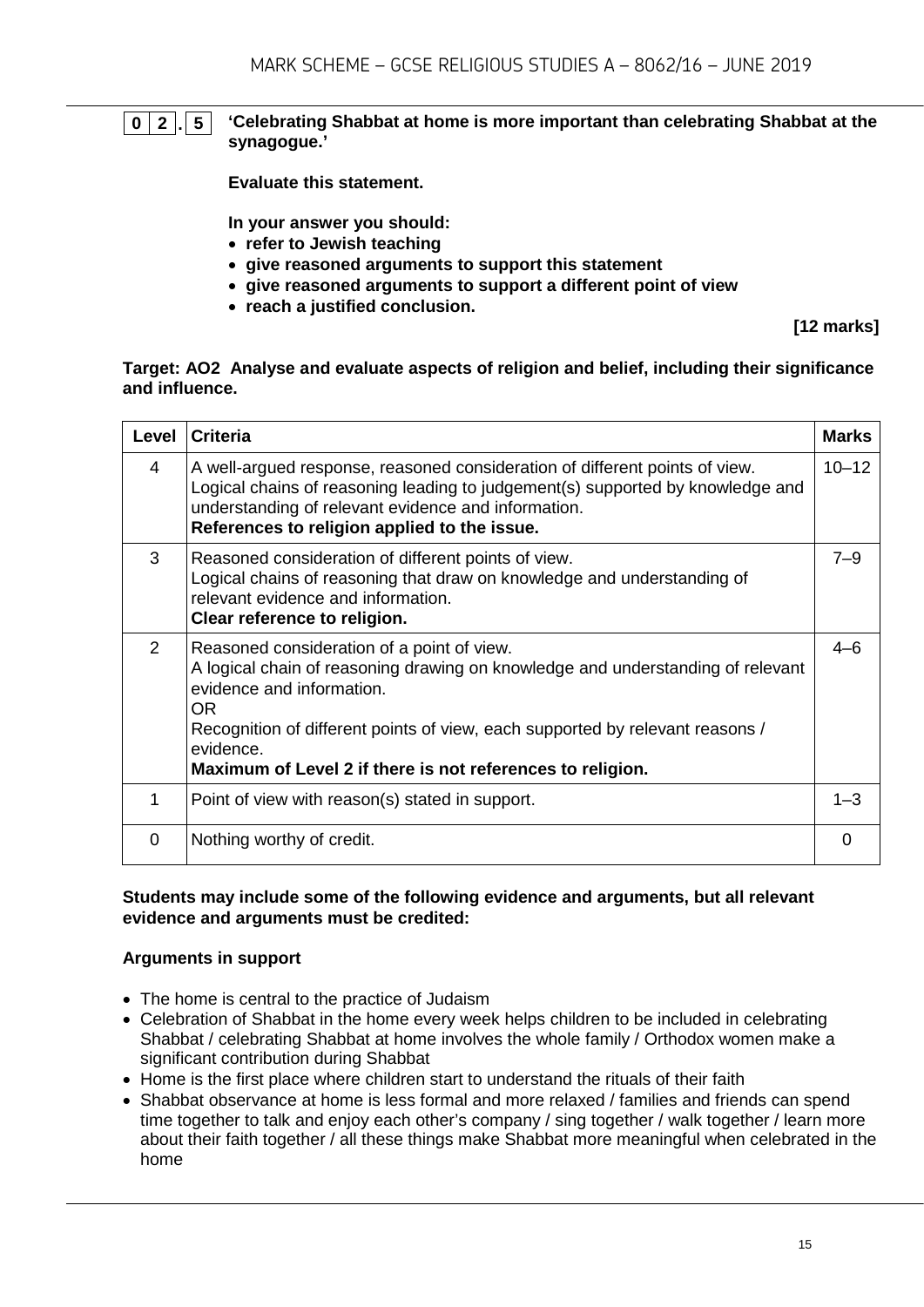**0 2 . 5** **'Celebrating Shabbat at home is more important than celebrating Shabbat at the synagogue.'**

**Evaluate this statement.**

**In your answer you should:**

- **refer to Jewish teaching**
- **give reasoned arguments to support this statement**
- **give reasoned arguments to support a different point of view**
- **reach a justified conclusion.**

**[12 marks]**

**Target: AO2 Analyse and evaluate aspects of religion and belief, including their significance and influence.**

| Level | Criteria | Marks |
|---|---|---|
| 4 | A well-argued response, reasoned consideration of different points of view. Logical chains of reasoning leading to judgement(s) supported by knowledge and understanding of relevant evidence and information. **References to religion applied to the issue.** | 10–12 |
| 3 | Reasoned consideration of different points of view. Logical chains of reasoning that draw on knowledge and understanding of relevant evidence and information. **Clear reference to religion.** | 7–9 |
| 2 | Reasoned consideration of a point of view. A logical chain of reasoning drawing on knowledge and understanding of relevant evidence and information. OR Recognition of different points of view, each supported by relevant reasons / evidence. **Maximum of Level 2 if there is not references to religion.** | 4–6 |
| 1 | Point of view with reason(s) stated in support. | 1–3 |
| 0 | Nothing worthy of credit. | 0 |

**Students may include some of the following evidence and arguments, but all relevant evidence and arguments must be credited:**

**Arguments in support**

- The home is central to the practice of Judaism
- Celebration of Shabbat in the home every week helps children to be included in celebrating Shabbat / celebrating Shabbat at home involves the whole family / Orthodox women make a significant contribution during Shabbat
- Home is the first place where children start to understand the rituals of their faith
- Shabbat observance at home is less formal and more relaxed / families and friends can spend time together to talk and enjoy each other's company / sing together / walk together / learn more about their faith together / all these things make Shabbat more meaningful when celebrated in the home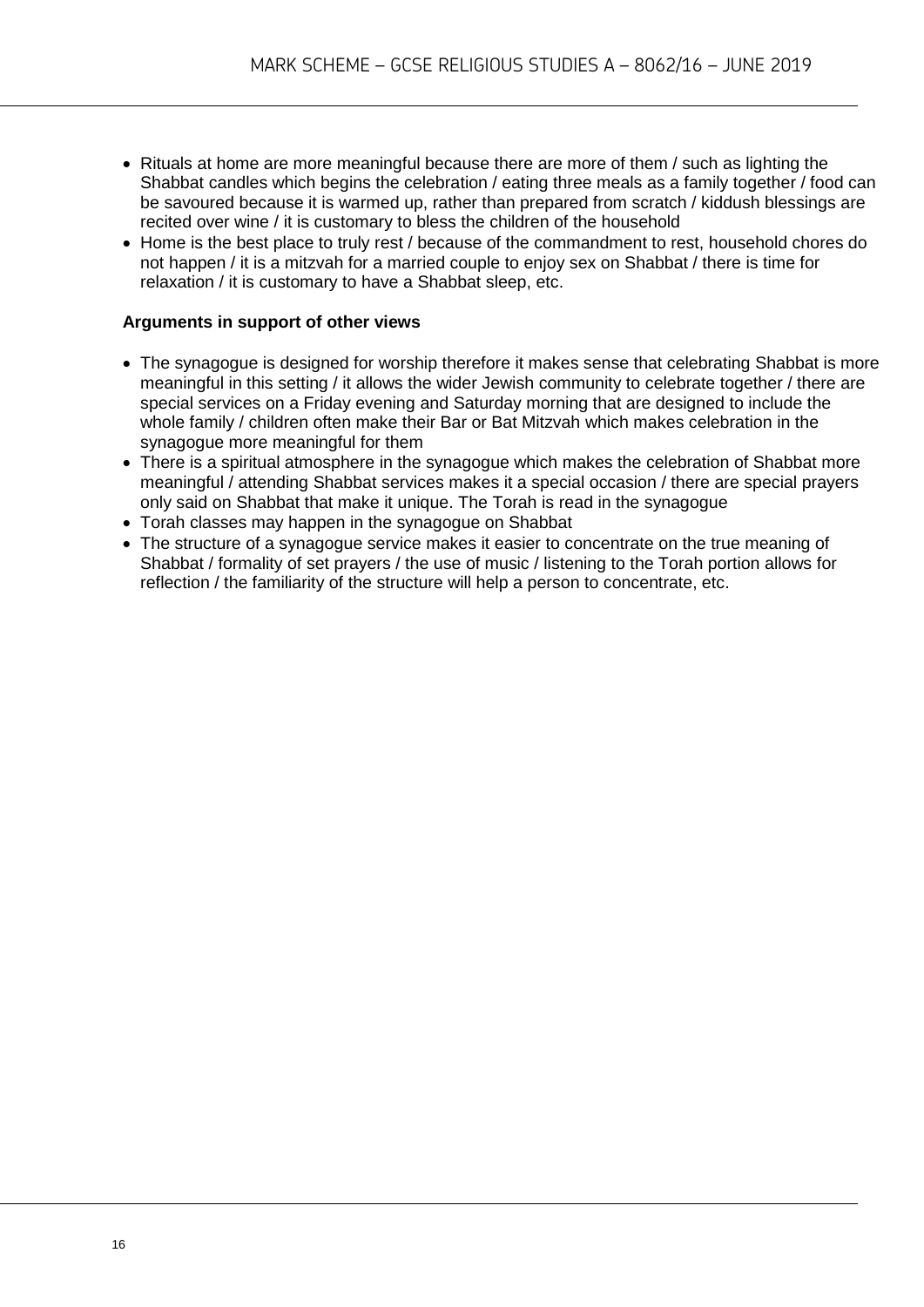- Rituals at home are more meaningful because there are more of them / such as lighting the Shabbat candles which begins the celebration / eating three meals as a family together / food can be savoured because it is warmed up, rather than prepared from scratch / kiddush blessings are recited over wine / it is customary to bless the children of the household
- Home is the best place to truly rest / because of the commandment to rest, household chores do not happen / it is a mitzvah for a married couple to enjoy sex on Shabbat / there is time for relaxation / it is customary to have a Shabbat sleep, etc.

**Arguments in support of other views**

- The synagogue is designed for worship therefore it makes sense that celebrating Shabbat is more meaningful in this setting / it allows the wider Jewish community to celebrate together / there are special services on a Friday evening and Saturday morning that are designed to include the whole family / children often make their Bar or Bat Mitzvah which makes celebration in the synagogue more meaningful for them
- There is a spiritual atmosphere in the synagogue which makes the celebration of Shabbat more meaningful / attending Shabbat services makes it a special occasion / there are special prayers only said on Shabbat that make it unique. The Torah is read in the synagogue
- Torah classes may happen in the synagogue on Shabbat
- The structure of a synagogue service makes it easier to concentrate on the true meaning of Shabbat / formality of set prayers / the use of music / listening to the Torah portion allows for reflection / the familiarity of the structure will help a person to concentrate, etc.